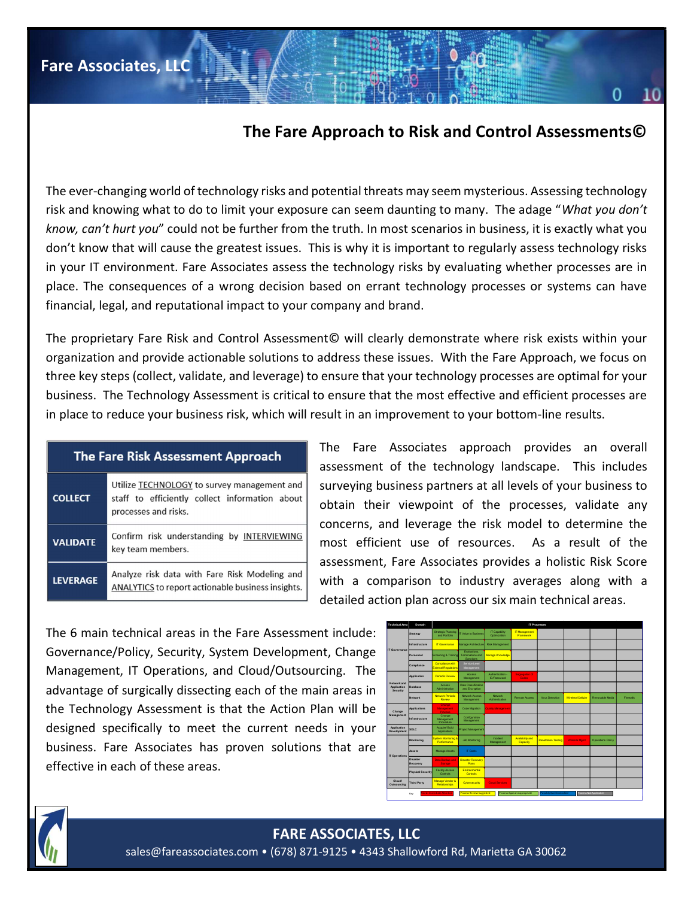# Fare Associates, LLC

## The Fare Approach to Risk and Control Assessments©

The ever-changing world of technology risks and potential threats may seem mysterious. Assessing technology risk and knowing what to do to limit your exposure can seem daunting to many. The adage "*What you don't know, can't hurt you*" could not be further from the truth. In most scenarios in business, it is exactly what you don't know that will cause the greatest issues. This is why it is important to regularly assess technology risks in your IT environment. Fare Associates assess the technology risks by evaluating whether processes are in place. The consequences of a wrong decision based on errant technology processes or systems can have financial, legal, and reputational impact to your company and brand.

The proprietary Fare Risk and Control Assessment© will clearly demonstrate where risk exists within your organization and provide actionable solutions to address these issues. With the Fare Approach, we focus on three key steps (collect, validate, and leverage) to ensure that your technology processes are optimal for your business. The Technology Assessment is critical to ensure that the most effective and efficient processes are in place to reduce your business risk, which will result in an improvement to your bottom-line results.

| The Fare Risk Assessment Approach | |
|---|---|
| **COLLECT** | Utilize TECHNOLOGY to survey management and staff to efficiently collect information about processes and risks. |
| **VALIDATE** | Confirm risk understanding by INTERVIEWING key team members. |
| **LEVERAGE** | Analyze risk data with Fare Risk Modeling and ANALYTICS to report actionable business insights. |

The Fare Associates approach provides an overall assessment of the technology landscape. This includes surveying business partners at all levels of your business to obtain their viewpoint of the processes, validate any concerns, and leverage the risk model to determine the most efficient use of resources. As a result of the assessment, Fare Associates provides a holistic Risk Score with a comparison to industry averages along with a detailed action plan across our six main technical areas.

The 6 main technical areas in the Fare Assessment include: Governance/Policy, Security, System Development, Change Management, IT Operations, and Cloud/Outsourcing. The advantage of surgically dissecting each of the main areas in the Technology Assessment is that the Action Plan will be designed specifically to meet the current needs in your business. Fare Associates has proven solutions that are effective in each of these areas.

**FARE ASSOCIATES, LLC**

sales@fareassociates.com • (678) 871-9125 • 4343 Shallowford Rd, Marietta GA 30062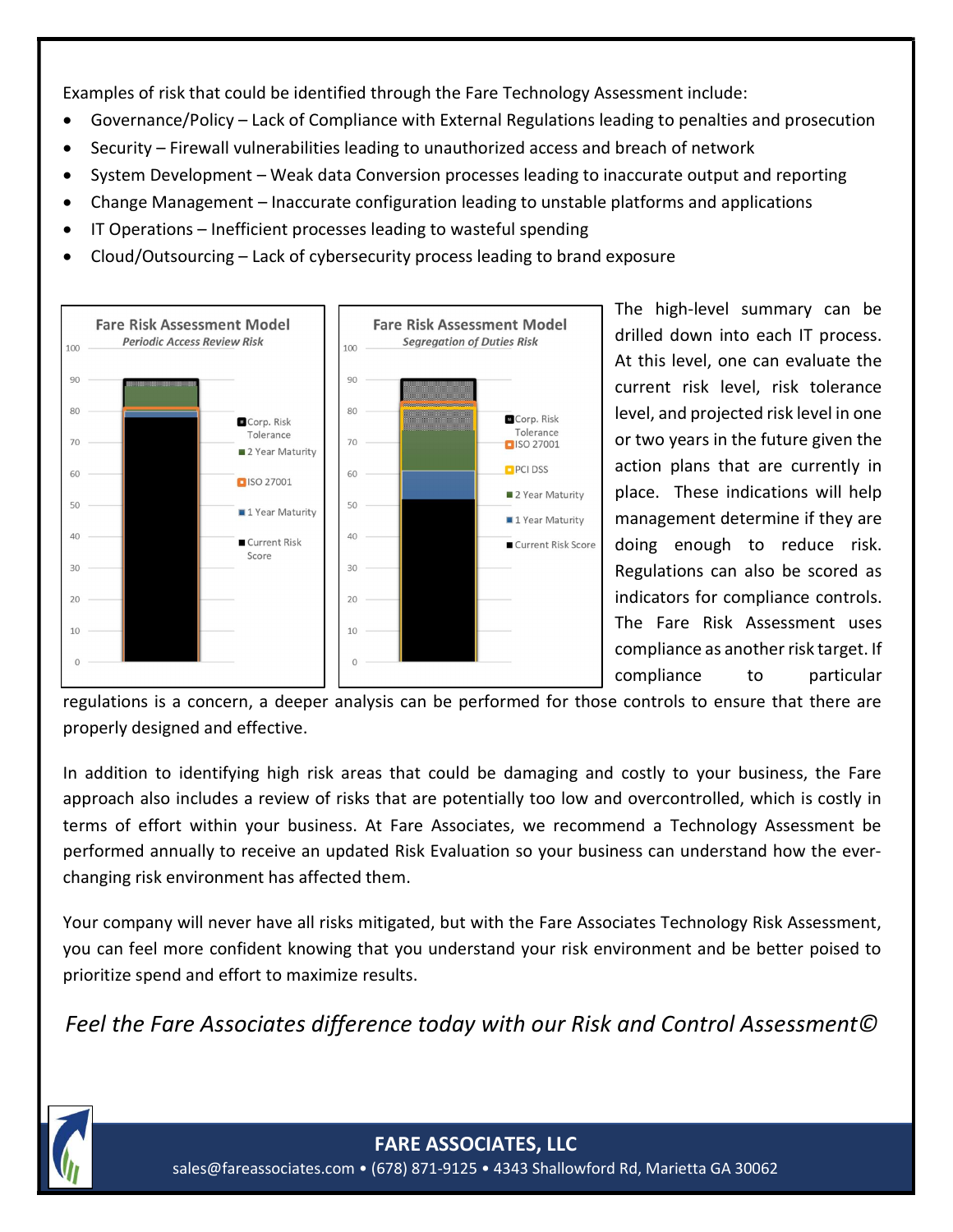Examples of risk that could be identified through the Fare Technology Assessment include:

- Governance/Policy – Lack of Compliance with External Regulations leading to penalties and prosecution
- Security – Firewall vulnerabilities leading to unauthorized access and breach of network
- System Development – Weak data Conversion processes leading to inaccurate output and reporting
- Change Management – Inaccurate configuration leading to unstable platforms and applications
- IT Operations – Inefficient processes leading to wasteful spending
- Cloud/Outsourcing – Lack of cybersecurity process leading to brand exposure

**Fare Risk Assessment Model**
*Periodic Access Review Risk*

**Fare Risk Assessment Model**
*Segregation of Duties Risk*

The high-level summary can be drilled down into each IT process. At this level, one can evaluate the current risk level, risk tolerance level, and projected risk level in one or two years in the future given the action plans that are currently in place. These indications will help management determine if they are doing enough to reduce risk. Regulations can also be scored as indicators for compliance controls. The Fare Risk Assessment uses compliance as another risk target. If compliance to particular regulations is a concern, a deeper analysis can be performed for those controls to ensure that there are properly designed and effective.

In addition to identifying high risk areas that could be damaging and costly to your business, the Fare approach also includes a review of risks that are potentially too low and overcontrolled, which is costly in terms of effort within your business. At Fare Associates, we recommend a Technology Assessment be performed annually to receive an updated Risk Evaluation so your business can understand how the ever-changing risk environment has affected them.

Your company will never have all risks mitigated, but with the Fare Associates Technology Risk Assessment, you can feel more confident knowing that you understand your risk environment and be better poised to prioritize spend and effort to maximize results.

*Feel the Fare Associates difference today with our Risk and Control Assessment©*

**FARE ASSOCIATES, LLC**
sales@fareassociates.com • (678) 871-9125 • 4343 Shallowford Rd, Marietta GA 30062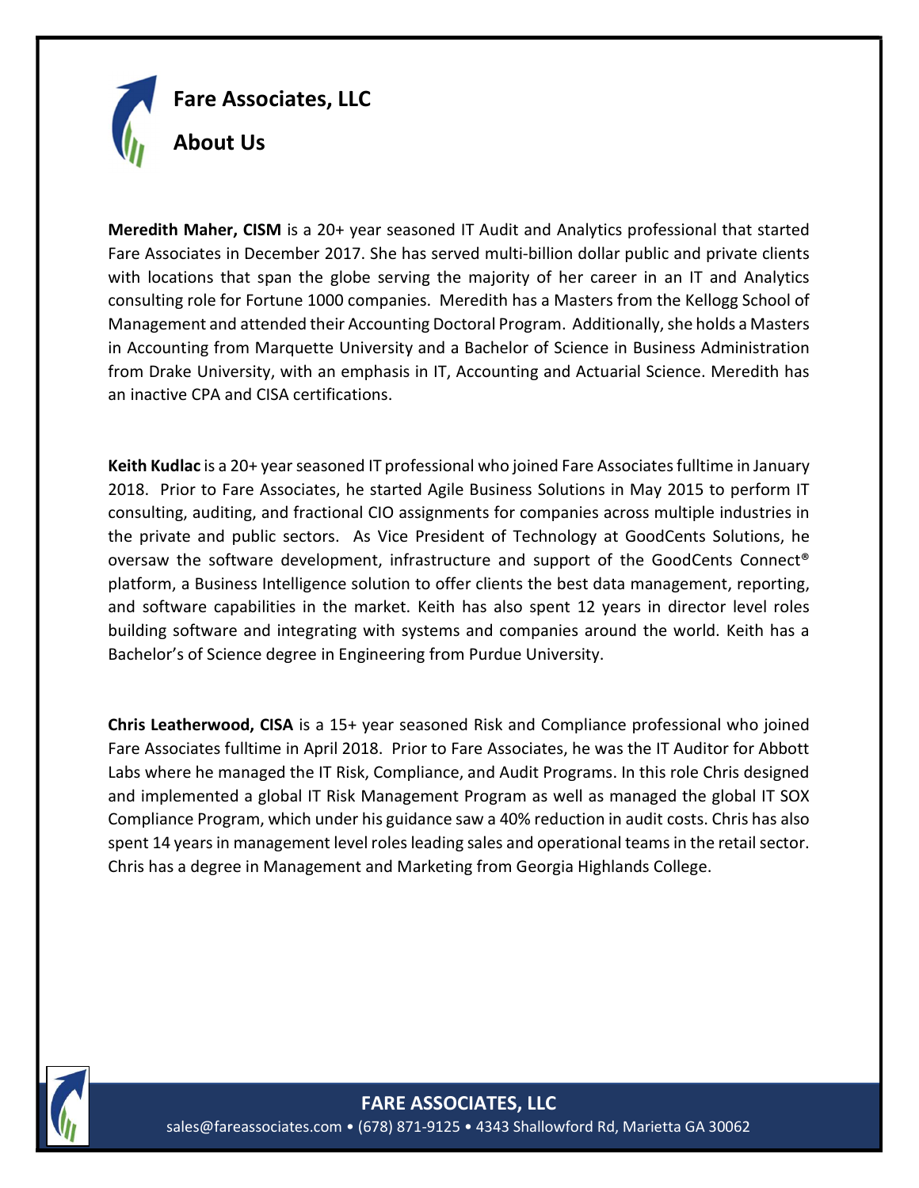# Fare Associates, LLC

## About Us

**Meredith Maher, CISM** is a 20+ year seasoned IT Audit and Analytics professional that started Fare Associates in December 2017. She has served multi-billion dollar public and private clients with locations that span the globe serving the majority of her career in an IT and Analytics consulting role for Fortune 1000 companies. Meredith has a Masters from the Kellogg School of Management and attended their Accounting Doctoral Program. Additionally, she holds a Masters in Accounting from Marquette University and a Bachelor of Science in Business Administration from Drake University, with an emphasis in IT, Accounting and Actuarial Science. Meredith has an inactive CPA and CISA certifications.

**Keith Kudlac** is a 20+ year seasoned IT professional who joined Fare Associates fulltime in January 2018. Prior to Fare Associates, he started Agile Business Solutions in May 2015 to perform IT consulting, auditing, and fractional CIO assignments for companies across multiple industries in the private and public sectors. As Vice President of Technology at GoodCents Solutions, he oversaw the software development, infrastructure and support of the GoodCents Connect® platform, a Business Intelligence solution to offer clients the best data management, reporting, and software capabilities in the market. Keith has also spent 12 years in director level roles building software and integrating with systems and companies around the world. Keith has a Bachelor's of Science degree in Engineering from Purdue University.

**Chris Leatherwood, CISA** is a 15+ year seasoned Risk and Compliance professional who joined Fare Associates fulltime in April 2018. Prior to Fare Associates, he was the IT Auditor for Abbott Labs where he managed the IT Risk, Compliance, and Audit Programs. In this role Chris designed and implemented a global IT Risk Management Program as well as managed the global IT SOX Compliance Program, which under his guidance saw a 40% reduction in audit costs. Chris has also spent 14 years in management level roles leading sales and operational teams in the retail sector. Chris has a degree in Management and Marketing from Georgia Highlands College.